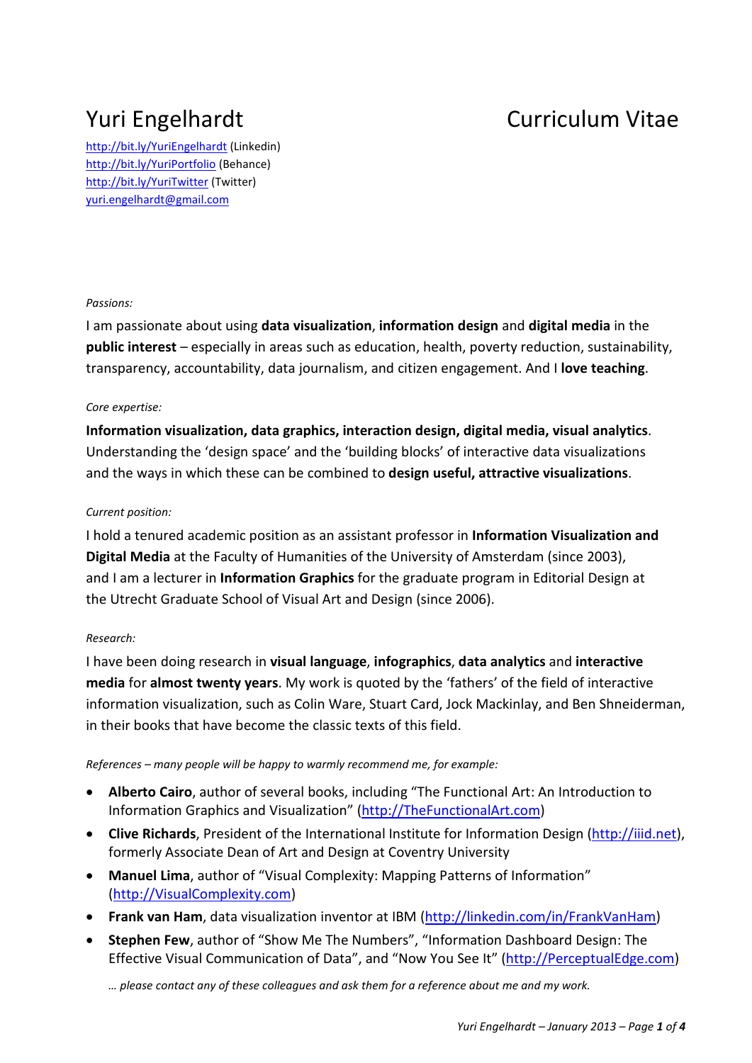# Yuri Engelhardt

# Curriculum Vitae

http://bit.ly/YuriEngelhardt (Linkedin)
http://bit.ly/YuriPortfolio (Behance)
http://bit.ly/YuriTwitter (Twitter)
yuri.engelhardt@gmail.com

*Passions:*

I am passionate about using **data visualization**, **information design** and **digital media** in the **public interest** – especially in areas such as education, health, poverty reduction, sustainability, transparency, accountability, data journalism, and citizen engagement. And I **love teaching**.

*Core expertise:*

**Information visualization, data graphics, interaction design, digital media, visual analytics**. Understanding the 'design space' and the 'building blocks' of interactive data visualizations and the ways in which these can be combined to **design useful, attractive visualizations**.

*Current position:*

I hold a tenured academic position as an assistant professor in **Information Visualization and Digital Media** at the Faculty of Humanities of the University of Amsterdam (since 2003), and I am a lecturer in **Information Graphics** for the graduate program in Editorial Design at the Utrecht Graduate School of Visual Art and Design (since 2006).

*Research:*

I have been doing research in **visual language**, **infographics**, **data analytics** and **interactive media** for **almost twenty years**. My work is quoted by the 'fathers' of the field of interactive information visualization, such as Colin Ware, Stuart Card, Jock Mackinlay, and Ben Shneiderman, in their books that have become the classic texts of this field.

*References – many people will be happy to warmly recommend me, for example:*

- **Alberto Cairo**, author of several books, including "The Functional Art: An Introduction to Information Graphics and Visualization" (http://TheFunctionalArt.com)
- **Clive Richards**, President of the International Institute for Information Design (http://iiid.net), formerly Associate Dean of Art and Design at Coventry University
- **Manuel Lima**, author of "Visual Complexity: Mapping Patterns of Information" (http://VisualComplexity.com)
- **Frank van Ham**, data visualization inventor at IBM (http://linkedin.com/in/FrankVanHam)
- **Stephen Few**, author of "Show Me The Numbers", "Information Dashboard Design: The Effective Visual Communication of Data", and "Now You See It" (http://PerceptualEdge.com)

*… please contact any of these colleagues and ask them for a reference about me and my work.*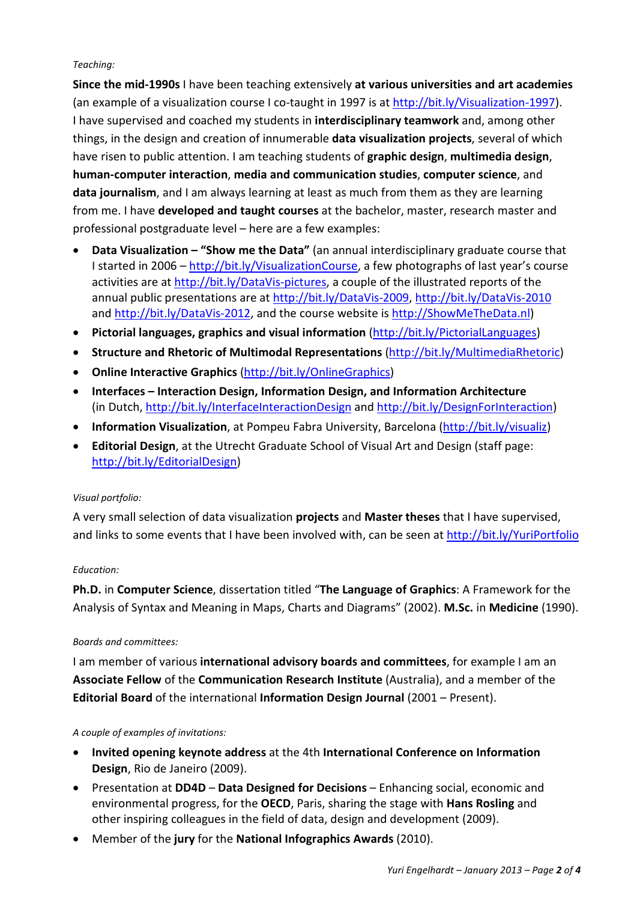*Teaching:*

**Since the mid-1990s** I have been teaching extensively **at various universities and art academies** (an example of a visualization course I co-taught in 1997 is at http://bit.ly/Visualization-1997). I have supervised and coached my students in **interdisciplinary teamwork** and, among other things, in the design and creation of innumerable **data visualization projects**, several of which have risen to public attention. I am teaching students of **graphic design**, **multimedia design**, **human-computer interaction**, **media and communication studies**, **computer science**, and **data journalism**, and I am always learning at least as much from them as they are learning from me. I have **developed and taught courses** at the bachelor, master, research master and professional postgraduate level – here are a few examples:

- **Data Visualization – "Show me the Data"** (an annual interdisciplinary graduate course that I started in 2006 – http://bit.ly/VisualizationCourse, a few photographs of last year's course activities are at http://bit.ly/DataVis-pictures, a couple of the illustrated reports of the annual public presentations are at http://bit.ly/DataVis-2009, http://bit.ly/DataVis-2010 and http://bit.ly/DataVis-2012, and the course website is http://ShowMeTheData.nl)
- **Pictorial languages, graphics and visual information** (http://bit.ly/PictorialLanguages)
- **Structure and Rhetoric of Multimodal Representations** (http://bit.ly/MultimediaRhetoric)
- **Online Interactive Graphics** (http://bit.ly/OnlineGraphics)
- **Interfaces – Interaction Design, Information Design, and Information Architecture** (in Dutch, http://bit.ly/InterfaceInteractionDesign and http://bit.ly/DesignForInteraction)
- **Information Visualization**, at Pompeu Fabra University, Barcelona (http://bit.ly/visualiz)
- **Editorial Design**, at the Utrecht Graduate School of Visual Art and Design (staff page: http://bit.ly/EditorialDesign)

*Visual portfolio:*

A very small selection of data visualization **projects** and **Master theses** that I have supervised, and links to some events that I have been involved with, can be seen at http://bit.ly/YuriPortfolio

*Education:*

**Ph.D.** in **Computer Science**, dissertation titled "**The Language of Graphics**: A Framework for the Analysis of Syntax and Meaning in Maps, Charts and Diagrams" (2002). **M.Sc.** in **Medicine** (1990).

*Boards and committees:*

I am member of various **international advisory boards and committees**, for example I am an **Associate Fellow** of the **Communication Research Institute** (Australia), and a member of the **Editorial Board** of the international **Information Design Journal** (2001 – Present).

*A couple of examples of invitations:*

- **Invited opening keynote address** at the 4th **International Conference on Information Design**, Rio de Janeiro (2009).
- Presentation at **DD4D** – **Data Designed for Decisions** – Enhancing social, economic and environmental progress, for the **OECD**, Paris, sharing the stage with **Hans Rosling** and other inspiring colleagues in the field of data, design and development (2009).
- Member of the **jury** for the **National Infographics Awards** (2010).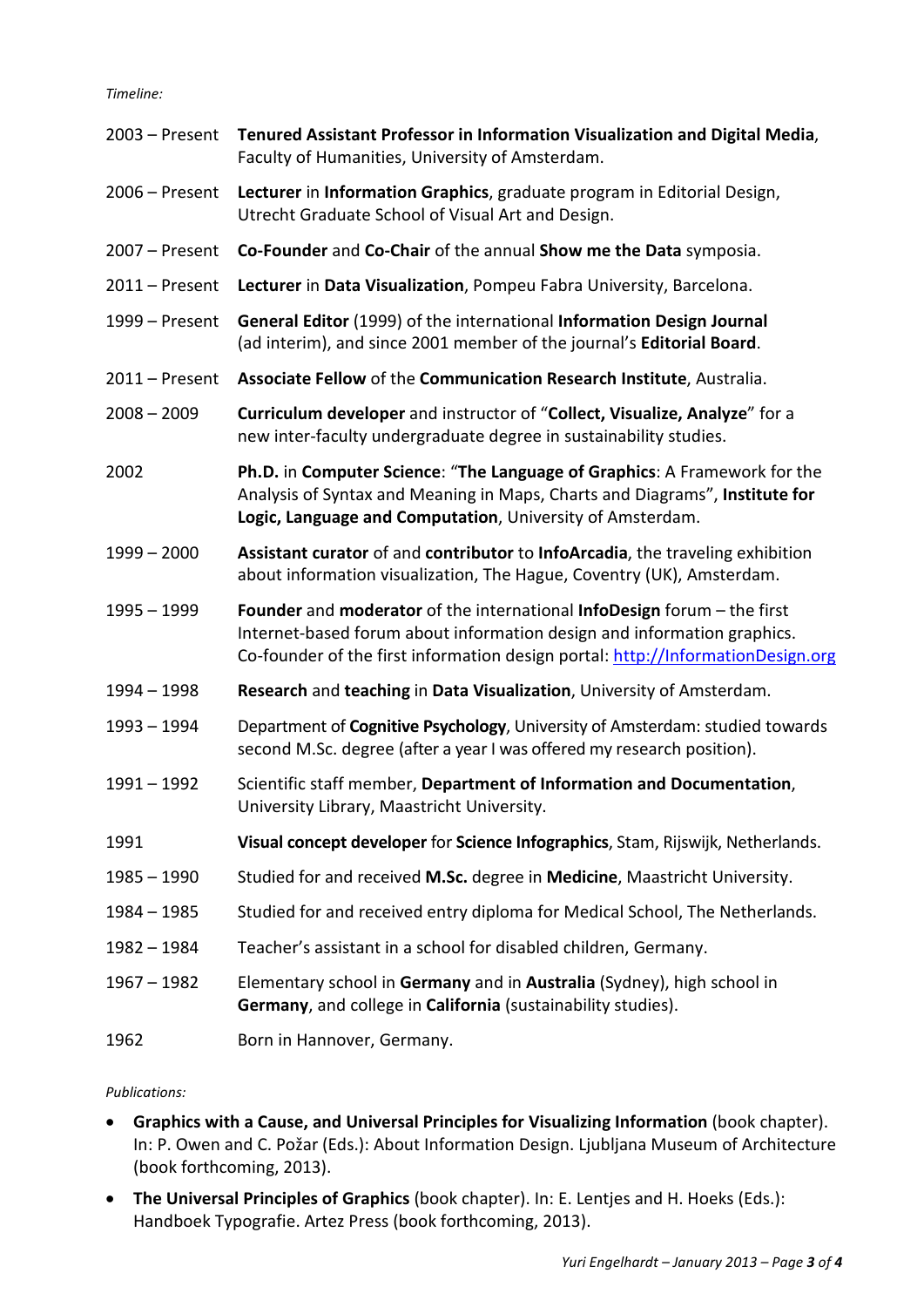*Timeline:*

| | |
|---|---|
| 2003 – Present | **Tenured Assistant Professor in Information Visualization and Digital Media**, Faculty of Humanities, University of Amsterdam. |
| 2006 – Present | **Lecturer** in **Information Graphics**, graduate program in Editorial Design, Utrecht Graduate School of Visual Art and Design. |
| 2007 – Present | **Co-Founder** and **Co-Chair** of the annual **Show me the Data** symposia. |
| 2011 – Present | **Lecturer** in **Data Visualization**, Pompeu Fabra University, Barcelona. |
| 1999 – Present | **General Editor** (1999) of the international **Information Design Journal** (ad interim), and since 2001 member of the journal's **Editorial Board**. |
| 2011 – Present | **Associate Fellow** of the **Communication Research Institute**, Australia. |
| 2008 – 2009 | **Curriculum developer** and instructor of "**Collect, Visualize, Analyze**" for a new inter-faculty undergraduate degree in sustainability studies. |
| 2002 | **Ph.D.** in **Computer Science**: "**The Language of Graphics**: A Framework for the Analysis of Syntax and Meaning in Maps, Charts and Diagrams", **Institute for Logic, Language and Computation**, University of Amsterdam. |
| 1999 – 2000 | **Assistant curator** of and **contributor** to **InfoArcadia**, the traveling exhibition about information visualization, The Hague, Coventry (UK), Amsterdam. |
| 1995 – 1999 | **Founder** and **moderator** of the international **InfoDesign** forum – the first Internet-based forum about information design and information graphics. Co-founder of the first information design portal: http://InformationDesign.org |
| 1994 – 1998 | **Research** and **teaching** in **Data Visualization**, University of Amsterdam. |
| 1993 – 1994 | Department of **Cognitive Psychology**, University of Amsterdam: studied towards second M.Sc. degree (after a year I was offered my research position). |
| 1991 – 1992 | Scientific staff member, **Department of Information and Documentation**, University Library, Maastricht University. |
| 1991 | **Visual concept developer** for **Science Infographics**, Stam, Rijswijk, Netherlands. |
| 1985 – 1990 | Studied for and received **M.Sc.** degree in **Medicine**, Maastricht University. |
| 1984 – 1985 | Studied for and received entry diploma for Medical School, The Netherlands. |
| 1982 – 1984 | Teacher's assistant in a school for disabled children, Germany. |
| 1967 – 1982 | Elementary school in **Germany** and in **Australia** (Sydney), high school in **Germany**, and college in **California** (sustainability studies). |
| 1962 | Born in Hannover, Germany. |

*Publications:*

- **Graphics with a Cause, and Universal Principles for Visualizing Information** (book chapter). In: P. Owen and C. Požar (Eds.): About Information Design. Ljubljana Museum of Architecture (book forthcoming, 2013).
- **The Universal Principles of Graphics** (book chapter). In: E. Lentjes and H. Hoeks (Eds.): Handboek Typografie. Artez Press (book forthcoming, 2013).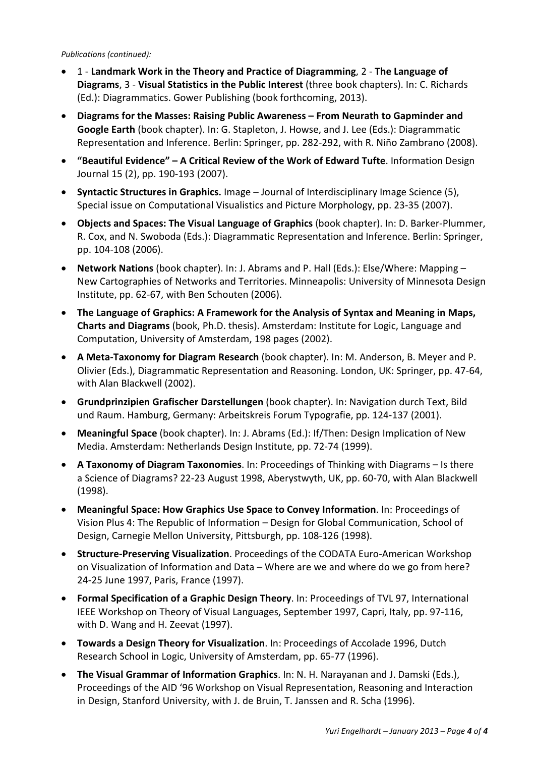*Publications (continued):*

- 1 - **Landmark Work in the Theory and Practice of Diagramming**, 2 - **The Language of Diagrams**, 3 - **Visual Statistics in the Public Interest** (three book chapters). In: C. Richards (Ed.): Diagrammatics. Gower Publishing (book forthcoming, 2013).
- **Diagrams for the Masses: Raising Public Awareness – From Neurath to Gapminder and Google Earth** (book chapter). In: G. Stapleton, J. Howse, and J. Lee (Eds.): Diagrammatic Representation and Inference. Berlin: Springer, pp. 282-292, with R. Niño Zambrano (2008).
- **"Beautiful Evidence" – A Critical Review of the Work of Edward Tufte**. Information Design Journal 15 (2), pp. 190-193 (2007).
- **Syntactic Structures in Graphics.** Image – Journal of Interdisciplinary Image Science (5), Special issue on Computational Visualistics and Picture Morphology, pp. 23-35 (2007).
- **Objects and Spaces: The Visual Language of Graphics** (book chapter). In: D. Barker-Plummer, R. Cox, and N. Swoboda (Eds.): Diagrammatic Representation and Inference. Berlin: Springer, pp. 104-108 (2006).
- **Network Nations** (book chapter). In: J. Abrams and P. Hall (Eds.): Else/Where: Mapping – New Cartographies of Networks and Territories. Minneapolis: University of Minnesota Design Institute, pp. 62-67, with Ben Schouten (2006).
- **The Language of Graphics: A Framework for the Analysis of Syntax and Meaning in Maps, Charts and Diagrams** (book, Ph.D. thesis). Amsterdam: Institute for Logic, Language and Computation, University of Amsterdam, 198 pages (2002).
- **A Meta-Taxonomy for Diagram Research** (book chapter). In: M. Anderson, B. Meyer and P. Olivier (Eds.), Diagrammatic Representation and Reasoning. London, UK: Springer, pp. 47-64, with Alan Blackwell (2002).
- **Grundprinzipien Grafischer Darstellungen** (book chapter). In: Navigation durch Text, Bild und Raum. Hamburg, Germany: Arbeitskreis Forum Typografie, pp. 124-137 (2001).
- **Meaningful Space** (book chapter). In: J. Abrams (Ed.): If/Then: Design Implication of New Media. Amsterdam: Netherlands Design Institute, pp. 72-74 (1999).
- **A Taxonomy of Diagram Taxonomies**. In: Proceedings of Thinking with Diagrams – Is there a Science of Diagrams? 22-23 August 1998, Aberystwyth, UK, pp. 60-70, with Alan Blackwell (1998).
- **Meaningful Space: How Graphics Use Space to Convey Information**. In: Proceedings of Vision Plus 4: The Republic of Information – Design for Global Communication, School of Design, Carnegie Mellon University, Pittsburgh, pp. 108-126 (1998).
- **Structure-Preserving Visualization**. Proceedings of the CODATA Euro-American Workshop on Visualization of Information and Data – Where are we and where do we go from here? 24-25 June 1997, Paris, France (1997).
- **Formal Specification of a Graphic Design Theory**. In: Proceedings of TVL 97, International IEEE Workshop on Theory of Visual Languages, September 1997, Capri, Italy, pp. 97-116, with D. Wang and H. Zeevat (1997).
- **Towards a Design Theory for Visualization**. In: Proceedings of Accolade 1996, Dutch Research School in Logic, University of Amsterdam, pp. 65-77 (1996).
- **The Visual Grammar of Information Graphics**. In: N. H. Narayanan and J. Damski (Eds.), Proceedings of the AID '96 Workshop on Visual Representation, Reasoning and Interaction in Design, Stanford University, with J. de Bruin, T. Janssen and R. Scha (1996).